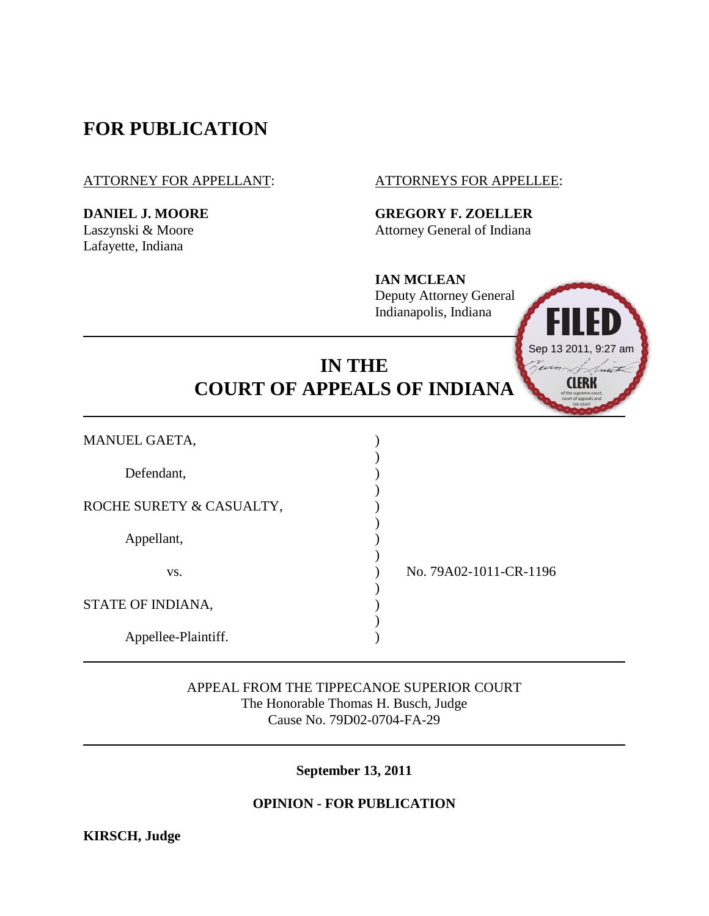# FOR PUBLICATION

ATTORNEY FOR APPELLANT:

**DANIEL J. MOORE**
Laszynski & Moore
Lafayette, Indiana

ATTORNEYS FOR APPELLEE:

**GREGORY F. ZOELLER**
Attorney General of Indiana

**IAN MCLEAN**
Deputy Attorney General
Indianapolis, Indiana

FILED
Sep 13 2011, 9:27 am
CLERK
of the supreme court, court of appeals and tax court

## IN THE COURT OF APPEALS OF INDIANA

MANUEL GAETA,

Defendant,

ROCHE SURETY & CASUALTY,

Appellant,

vs.

STATE OF INDIANA,

Appellee-Plaintiff.

No. 79A02-1011-CR-1196

APPEAL FROM THE TIPPECANOE SUPERIOR COURT
The Honorable Thomas H. Busch, Judge
Cause No. 79D02-0704-FA-29

**September 13, 2011**

**OPINION - FOR PUBLICATION**

**KIRSCH, Judge**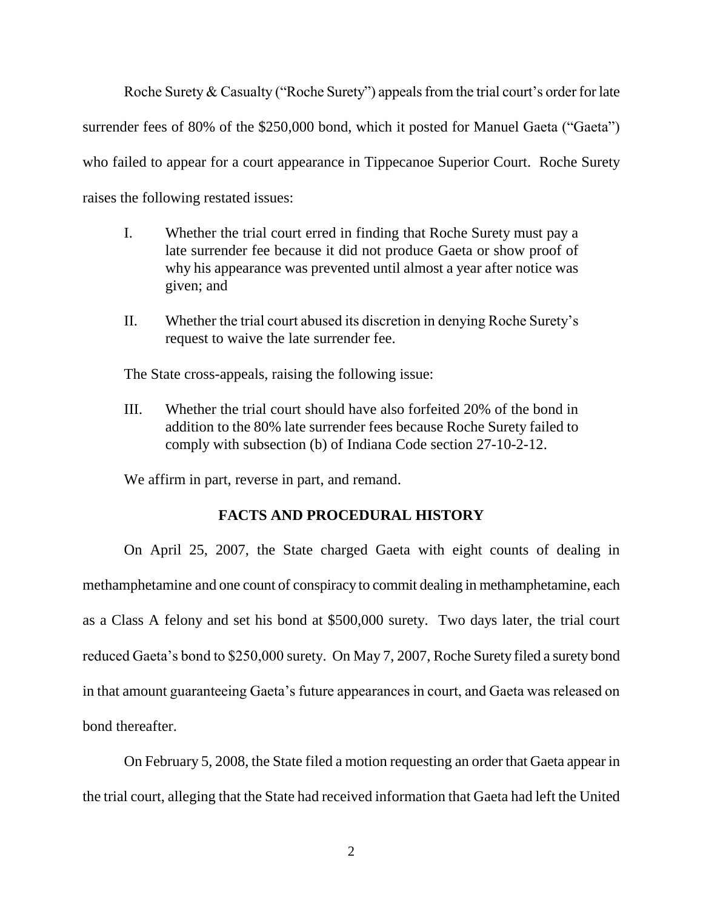Roche Surety & Casualty ("Roche Surety") appeals from the trial court's order for late surrender fees of 80% of the $250,000 bond, which it posted for Manuel Gaeta ("Gaeta") who failed to appear for a court appearance in Tippecanoe Superior Court. Roche Surety raises the following restated issues:

> I. Whether the trial court erred in finding that Roche Surety must pay a late surrender fee because it did not produce Gaeta or show proof of why his appearance was prevented until almost a year after notice was given; and
>
> II. Whether the trial court abused its discretion in denying Roche Surety's request to waive the late surrender fee.

The State cross-appeals, raising the following issue:

> III. Whether the trial court should have also forfeited 20% of the bond in addition to the 80% late surrender fees because Roche Surety failed to comply with subsection (b) of Indiana Code section 27-10-2-12.

We affirm in part, reverse in part, and remand.

## FACTS AND PROCEDURAL HISTORY

On April 25, 2007, the State charged Gaeta with eight counts of dealing in methamphetamine and one count of conspiracy to commit dealing in methamphetamine, each as a Class A felony and set his bond at $500,000 surety. Two days later, the trial court reduced Gaeta's bond to $250,000 surety. On May 7, 2007, Roche Surety filed a surety bond in that amount guaranteeing Gaeta's future appearances in court, and Gaeta was released on bond thereafter.

On February 5, 2008, the State filed a motion requesting an order that Gaeta appear in the trial court, alleging that the State had received information that Gaeta had left the United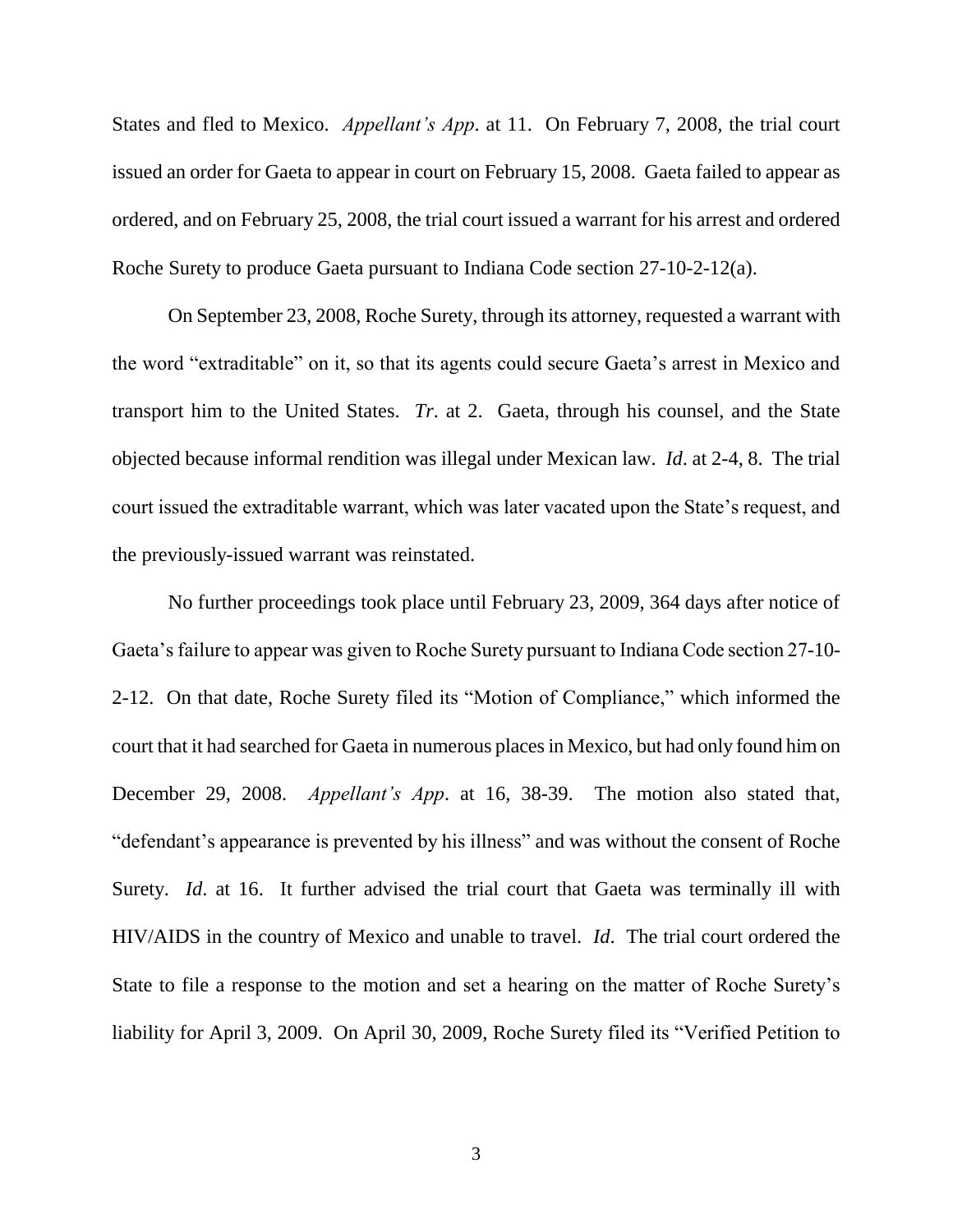States and fled to Mexico. *Appellant's App*. at 11. On February 7, 2008, the trial court issued an order for Gaeta to appear in court on February 15, 2008. Gaeta failed to appear as ordered, and on February 25, 2008, the trial court issued a warrant for his arrest and ordered Roche Surety to produce Gaeta pursuant to Indiana Code section 27-10-2-12(a).

On September 23, 2008, Roche Surety, through its attorney, requested a warrant with the word "extraditable" on it, so that its agents could secure Gaeta's arrest in Mexico and transport him to the United States. *Tr*. at 2. Gaeta, through his counsel, and the State objected because informal rendition was illegal under Mexican law. *Id*. at 2-4, 8. The trial court issued the extraditable warrant, which was later vacated upon the State's request, and the previously-issued warrant was reinstated.

No further proceedings took place until February 23, 2009, 364 days after notice of Gaeta's failure to appear was given to Roche Surety pursuant to Indiana Code section 27-10-2-12. On that date, Roche Surety filed its "Motion of Compliance," which informed the court that it had searched for Gaeta in numerous places in Mexico, but had only found him on December 29, 2008. *Appellant's App*. at 16, 38-39. The motion also stated that, "defendant's appearance is prevented by his illness" and was without the consent of Roche Surety. *Id*. at 16. It further advised the trial court that Gaeta was terminally ill with HIV/AIDS in the country of Mexico and unable to travel. *Id*. The trial court ordered the State to file a response to the motion and set a hearing on the matter of Roche Surety's liability for April 3, 2009. On April 30, 2009, Roche Surety filed its "Verified Petition to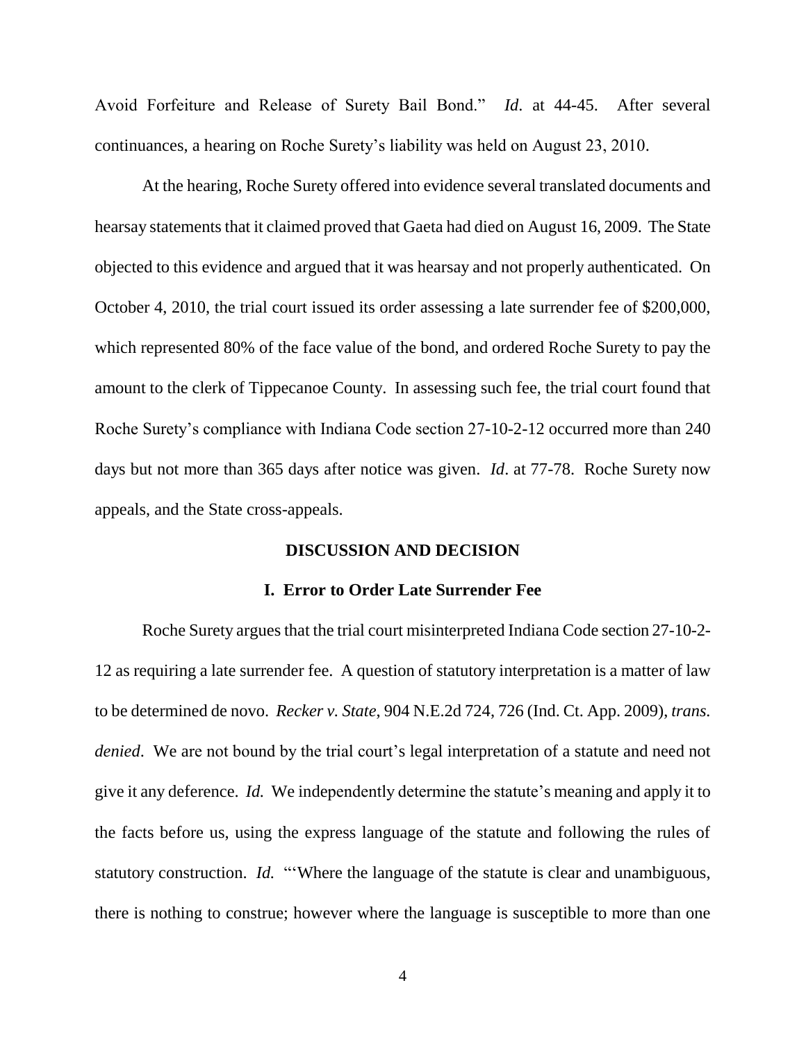Avoid Forfeiture and Release of Surety Bail Bond." *Id*. at 44-45. After several continuances, a hearing on Roche Surety's liability was held on August 23, 2010.

At the hearing, Roche Surety offered into evidence several translated documents and hearsay statements that it claimed proved that Gaeta had died on August 16, 2009. The State objected to this evidence and argued that it was hearsay and not properly authenticated. On October 4, 2010, the trial court issued its order assessing a late surrender fee of $200,000, which represented 80% of the face value of the bond, and ordered Roche Surety to pay the amount to the clerk of Tippecanoe County. In assessing such fee, the trial court found that Roche Surety's compliance with Indiana Code section 27-10-2-12 occurred more than 240 days but not more than 365 days after notice was given. *Id*. at 77-78. Roche Surety now appeals, and the State cross-appeals.

## DISCUSSION AND DECISION

### I. Error to Order Late Surrender Fee

Roche Surety argues that the trial court misinterpreted Indiana Code section 27-10-2-12 as requiring a late surrender fee. A question of statutory interpretation is a matter of law to be determined de novo. *Recker v. State*, 904 N.E.2d 724, 726 (Ind. Ct. App. 2009), *trans. denied*. We are not bound by the trial court's legal interpretation of a statute and need not give it any deference. *Id.* We independently determine the statute's meaning and apply it to the facts before us, using the express language of the statute and following the rules of statutory construction. *Id.* "'Where the language of the statute is clear and unambiguous, there is nothing to construe; however where the language is susceptible to more than one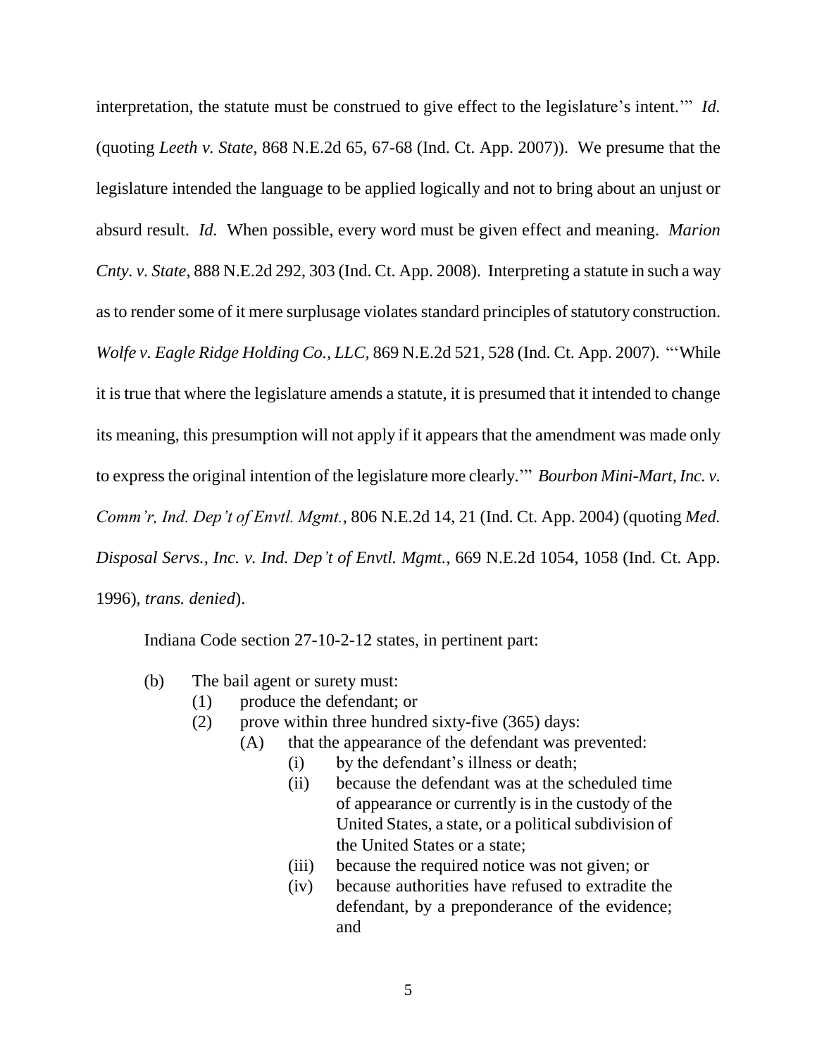interpretation, the statute must be construed to give effect to the legislature's intent.'" *Id.* (quoting *Leeth v. State*, 868 N.E.2d 65, 67-68 (Ind. Ct. App. 2007)). We presume that the legislature intended the language to be applied logically and not to bring about an unjust or absurd result. *Id.* When possible, every word must be given effect and meaning. *Marion Cnty. v. State*, 888 N.E.2d 292, 303 (Ind. Ct. App. 2008). Interpreting a statute in such a way as to render some of it mere surplusage violates standard principles of statutory construction. *Wolfe v. Eagle Ridge Holding Co., LLC*, 869 N.E.2d 521, 528 (Ind. Ct. App. 2007). "'While it is true that where the legislature amends a statute, it is presumed that it intended to change its meaning, this presumption will not apply if it appears that the amendment was made only to express the original intention of the legislature more clearly.'" *Bourbon Mini-Mart, Inc. v. Comm'r, Ind. Dep't of Envtl. Mgmt.*, 806 N.E.2d 14, 21 (Ind. Ct. App. 2004) (quoting *Med. Disposal Servs., Inc. v. Ind. Dep't of Envtl. Mgmt.*, 669 N.E.2d 1054, 1058 (Ind. Ct. App. 1996), *trans. denied*).

Indiana Code section 27-10-2-12 states, in pertinent part:

> (b) The bail agent or surety must:
> > (1) produce the defendant; or
> > (2) prove within three hundred sixty-five (365) days:
> > > (A) that the appearance of the defendant was prevented:
> > > > (i) by the defendant's illness or death;
> > > > (ii) because the defendant was at the scheduled time of appearance or currently is in the custody of the United States, a state, or a political subdivision of the United States or a state;
> > > > (iii) because the required notice was not given; or
> > > > (iv) because authorities have refused to extradite the defendant, by a preponderance of the evidence; and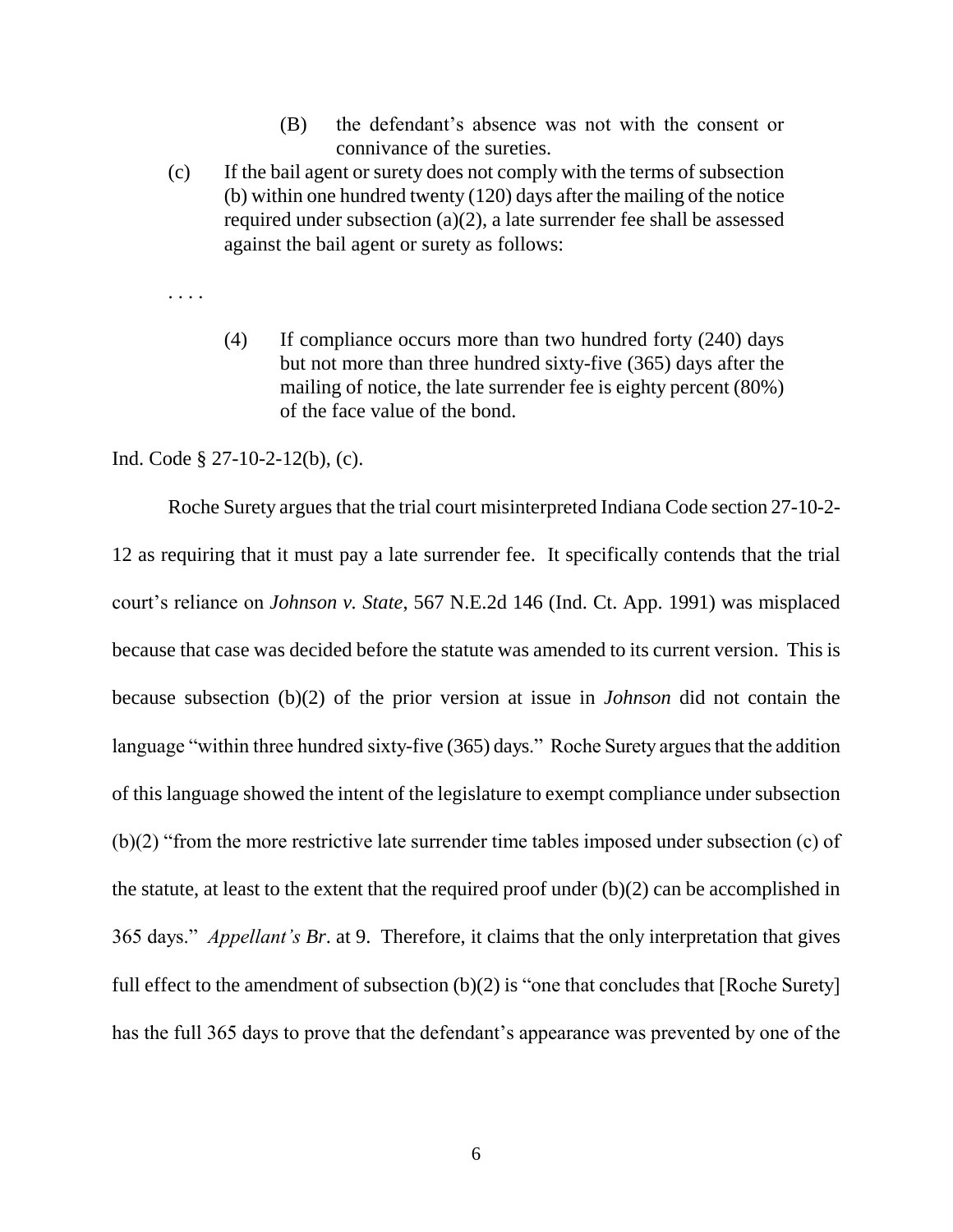(B) the defendant's absence was not with the consent or connivance of the sureties.

(c) If the bail agent or surety does not comply with the terms of subsection (b) within one hundred twenty (120) days after the mailing of the notice required under subsection (a)(2), a late surrender fee shall be assessed against the bail agent or surety as follows:

. . . .

(4) If compliance occurs more than two hundred forty (240) days but not more than three hundred sixty-five (365) days after the mailing of notice, the late surrender fee is eighty percent (80%) of the face value of the bond.

Ind. Code § 27-10-2-12(b), (c).

Roche Surety argues that the trial court misinterpreted Indiana Code section 27-10-2-12 as requiring that it must pay a late surrender fee. It specifically contends that the trial court's reliance on *Johnson v. State*, 567 N.E.2d 146 (Ind. Ct. App. 1991) was misplaced because that case was decided before the statute was amended to its current version. This is because subsection (b)(2) of the prior version at issue in *Johnson* did not contain the language "within three hundred sixty-five (365) days." Roche Surety argues that the addition of this language showed the intent of the legislature to exempt compliance under subsection (b)(2) "from the more restrictive late surrender time tables imposed under subsection (c) of the statute, at least to the extent that the required proof under (b)(2) can be accomplished in 365 days." *Appellant's Br*. at 9. Therefore, it claims that the only interpretation that gives full effect to the amendment of subsection (b)(2) is "one that concludes that [Roche Surety] has the full 365 days to prove that the defendant's appearance was prevented by one of the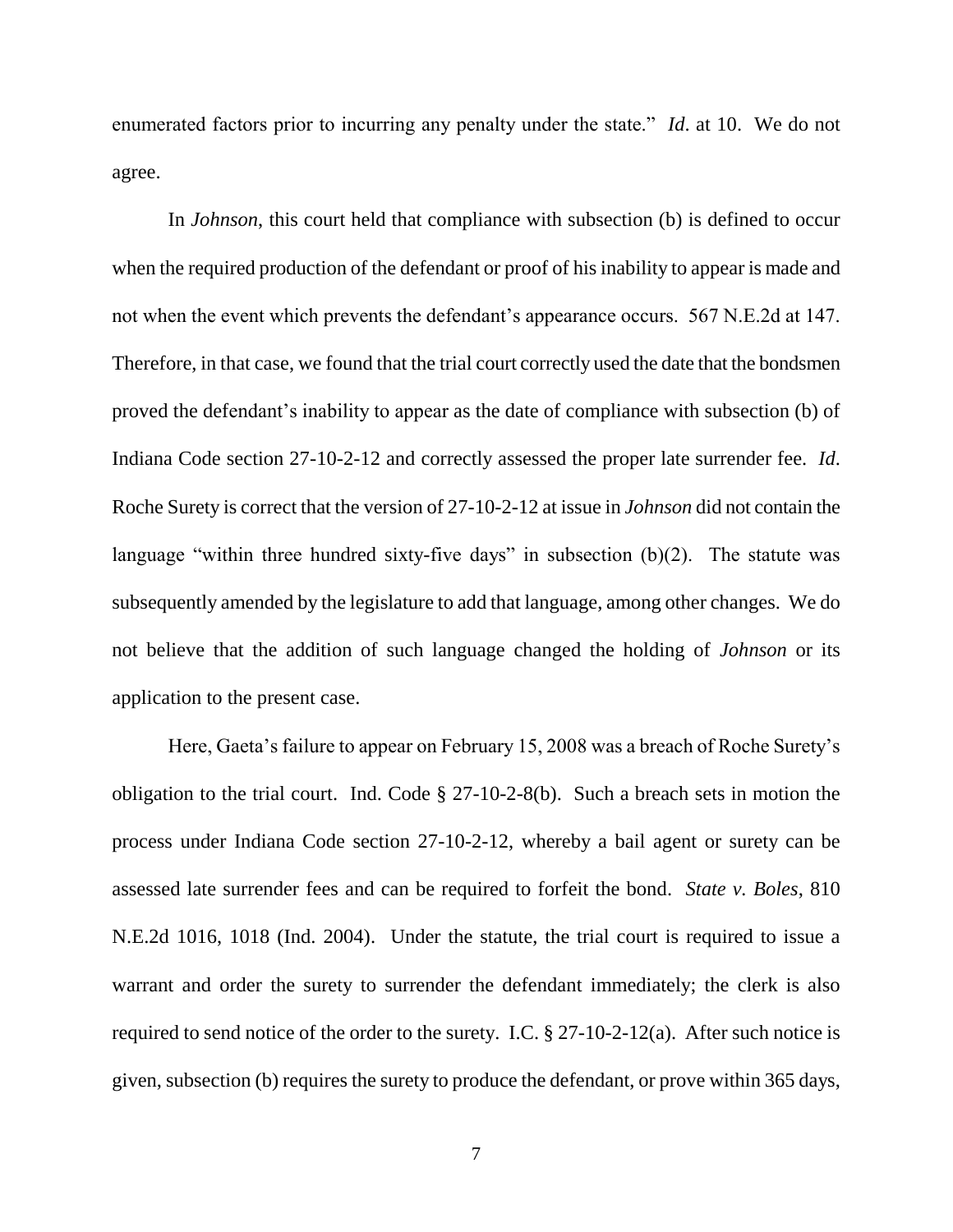enumerated factors prior to incurring any penalty under the state." *Id*. at 10. We do not agree.

In *Johnson*, this court held that compliance with subsection (b) is defined to occur when the required production of the defendant or proof of his inability to appear is made and not when the event which prevents the defendant's appearance occurs. 567 N.E.2d at 147. Therefore, in that case, we found that the trial court correctly used the date that the bondsmen proved the defendant's inability to appear as the date of compliance with subsection (b) of Indiana Code section 27-10-2-12 and correctly assessed the proper late surrender fee. *Id*. Roche Surety is correct that the version of 27-10-2-12 at issue in *Johnson* did not contain the language "within three hundred sixty-five days" in subsection (b)(2). The statute was subsequently amended by the legislature to add that language, among other changes. We do not believe that the addition of such language changed the holding of *Johnson* or its application to the present case.

Here, Gaeta's failure to appear on February 15, 2008 was a breach of Roche Surety's obligation to the trial court. Ind. Code § 27-10-2-8(b). Such a breach sets in motion the process under Indiana Code section 27-10-2-12, whereby a bail agent or surety can be assessed late surrender fees and can be required to forfeit the bond. *State v. Boles*, 810 N.E.2d 1016, 1018 (Ind. 2004). Under the statute, the trial court is required to issue a warrant and order the surety to surrender the defendant immediately; the clerk is also required to send notice of the order to the surety. I.C. § 27-10-2-12(a). After such notice is given, subsection (b) requires the surety to produce the defendant, or prove within 365 days,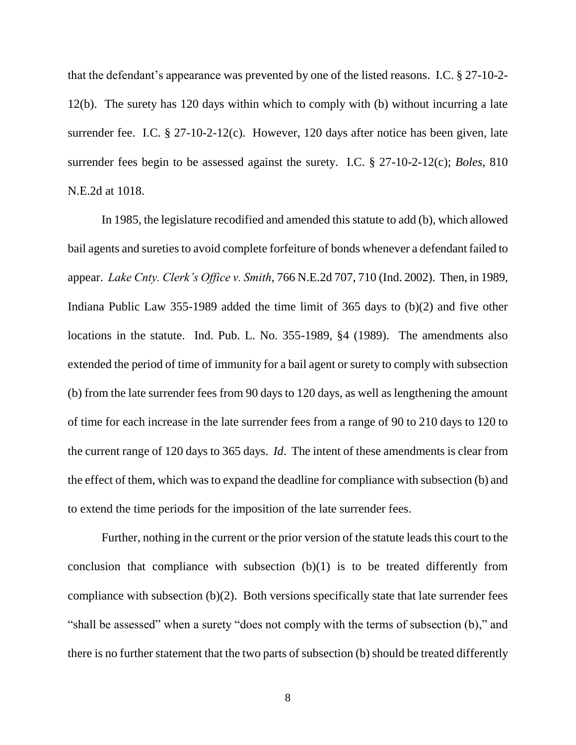that the defendant's appearance was prevented by one of the listed reasons. I.C. § 27-10-2-12(b). The surety has 120 days within which to comply with (b) without incurring a late surrender fee. I.C. § 27-10-2-12(c). However, 120 days after notice has been given, late surrender fees begin to be assessed against the surety. I.C. § 27-10-2-12(c); *Boles*, 810 N.E.2d at 1018.

In 1985, the legislature recodified and amended this statute to add (b), which allowed bail agents and sureties to avoid complete forfeiture of bonds whenever a defendant failed to appear. *Lake Cnty. Clerk's Office v. Smith*, 766 N.E.2d 707, 710 (Ind. 2002). Then, in 1989, Indiana Public Law 355-1989 added the time limit of 365 days to (b)(2) and five other locations in the statute. Ind. Pub. L. No. 355-1989, §4 (1989). The amendments also extended the period of time of immunity for a bail agent or surety to comply with subsection (b) from the late surrender fees from 90 days to 120 days, as well as lengthening the amount of time for each increase in the late surrender fees from a range of 90 to 210 days to 120 to the current range of 120 days to 365 days. *Id*. The intent of these amendments is clear from the effect of them, which was to expand the deadline for compliance with subsection (b) and to extend the time periods for the imposition of the late surrender fees.

Further, nothing in the current or the prior version of the statute leads this court to the conclusion that compliance with subsection (b)(1) is to be treated differently from compliance with subsection (b)(2). Both versions specifically state that late surrender fees "shall be assessed" when a surety "does not comply with the terms of subsection (b)," and there is no further statement that the two parts of subsection (b) should be treated differently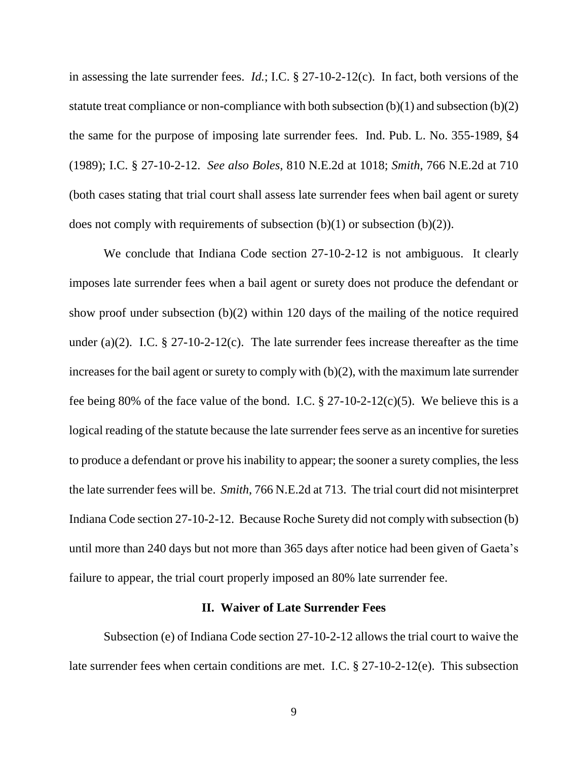in assessing the late surrender fees. *Id.*; I.C. § 27-10-2-12(c). In fact, both versions of the statute treat compliance or non-compliance with both subsection (b)(1) and subsection (b)(2) the same for the purpose of imposing late surrender fees. Ind. Pub. L. No. 355-1989, §4 (1989); I.C. § 27-10-2-12. *See also Boles*, 810 N.E.2d at 1018; *Smith*, 766 N.E.2d at 710 (both cases stating that trial court shall assess late surrender fees when bail agent or surety does not comply with requirements of subsection (b)(1) or subsection (b)(2)).

We conclude that Indiana Code section 27-10-2-12 is not ambiguous. It clearly imposes late surrender fees when a bail agent or surety does not produce the defendant or show proof under subsection (b)(2) within 120 days of the mailing of the notice required under (a)(2). I.C. § 27-10-2-12(c). The late surrender fees increase thereafter as the time increases for the bail agent or surety to comply with (b)(2), with the maximum late surrender fee being 80% of the face value of the bond. I.C. § 27-10-2-12(c)(5). We believe this is a logical reading of the statute because the late surrender fees serve as an incentive for sureties to produce a defendant or prove his inability to appear; the sooner a surety complies, the less the late surrender fees will be. *Smith*, 766 N.E.2d at 713. The trial court did not misinterpret Indiana Code section 27-10-2-12. Because Roche Surety did not comply with subsection (b) until more than 240 days but not more than 365 days after notice had been given of Gaeta's failure to appear, the trial court properly imposed an 80% late surrender fee.

## II. Waiver of Late Surrender Fees

Subsection (e) of Indiana Code section 27-10-2-12 allows the trial court to waive the late surrender fees when certain conditions are met. I.C. § 27-10-2-12(e). This subsection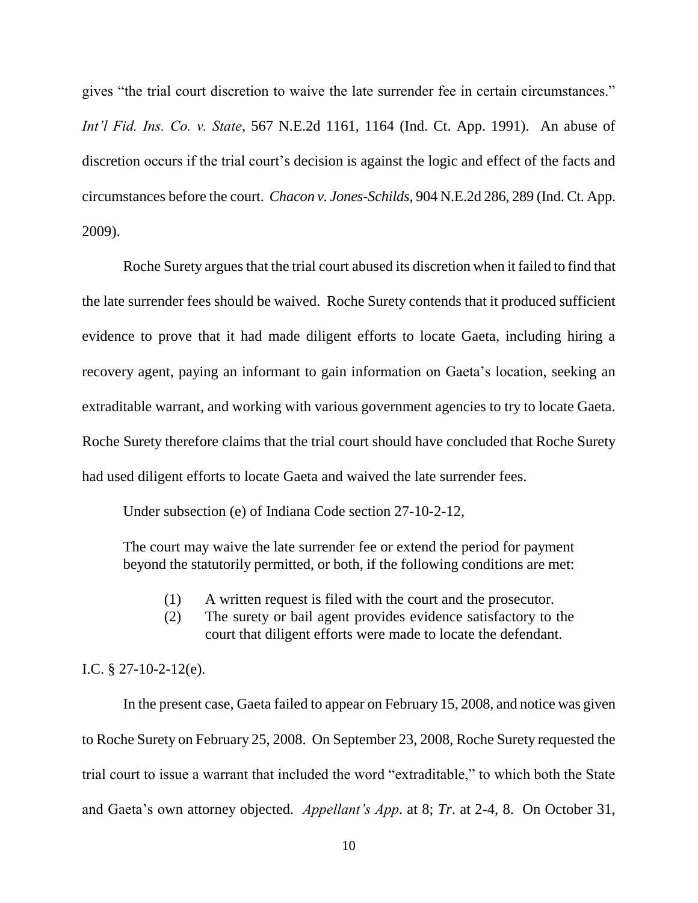gives "the trial court discretion to waive the late surrender fee in certain circumstances." *Int'l Fid. Ins. Co. v. State*, 567 N.E.2d 1161, 1164 (Ind. Ct. App. 1991). An abuse of discretion occurs if the trial court's decision is against the logic and effect of the facts and circumstances before the court. *Chacon v. Jones-Schilds*, 904 N.E.2d 286, 289 (Ind. Ct. App. 2009).

Roche Surety argues that the trial court abused its discretion when it failed to find that the late surrender fees should be waived. Roche Surety contends that it produced sufficient evidence to prove that it had made diligent efforts to locate Gaeta, including hiring a recovery agent, paying an informant to gain information on Gaeta's location, seeking an extraditable warrant, and working with various government agencies to try to locate Gaeta. Roche Surety therefore claims that the trial court should have concluded that Roche Surety had used diligent efforts to locate Gaeta and waived the late surrender fees.

Under subsection (e) of Indiana Code section 27-10-2-12,

> The court may waive the late surrender fee or extend the period for payment beyond the statutorily permitted, or both, if the following conditions are met:
>
> (1) A written request is filed with the court and the prosecutor.
> (2) The surety or bail agent provides evidence satisfactory to the court that diligent efforts were made to locate the defendant.

I.C. § 27-10-2-12(e).

In the present case, Gaeta failed to appear on February 15, 2008, and notice was given to Roche Surety on February 25, 2008. On September 23, 2008, Roche Surety requested the trial court to issue a warrant that included the word "extraditable," to which both the State and Gaeta's own attorney objected. *Appellant's App*. at 8; *Tr*. at 2-4, 8. On October 31,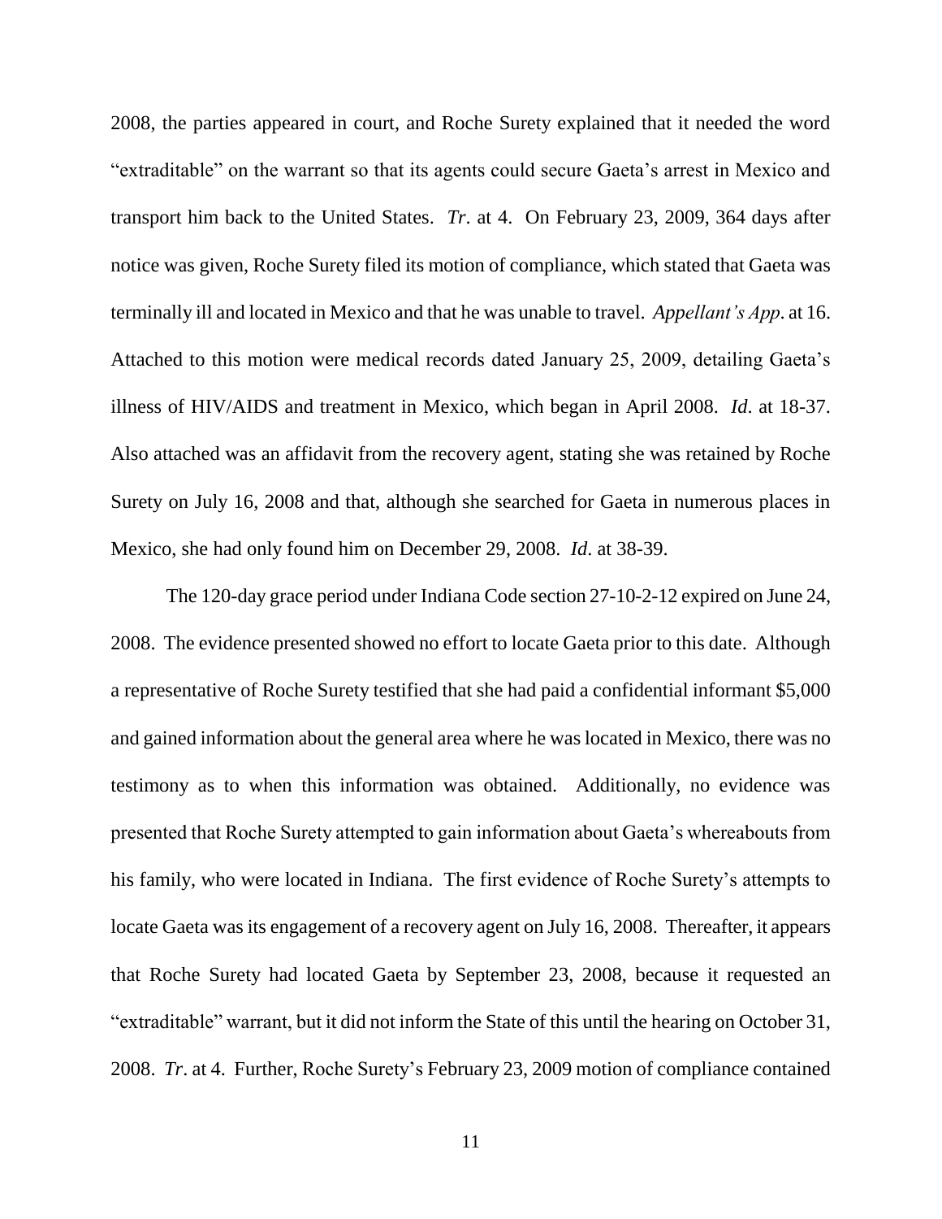2008, the parties appeared in court, and Roche Surety explained that it needed the word "extraditable" on the warrant so that its agents could secure Gaeta's arrest in Mexico and transport him back to the United States. *Tr*. at 4. On February 23, 2009, 364 days after notice was given, Roche Surety filed its motion of compliance, which stated that Gaeta was terminally ill and located in Mexico and that he was unable to travel. *Appellant's App*. at 16. Attached to this motion were medical records dated January 25, 2009, detailing Gaeta's illness of HIV/AIDS and treatment in Mexico, which began in April 2008. *Id*. at 18-37. Also attached was an affidavit from the recovery agent, stating she was retained by Roche Surety on July 16, 2008 and that, although she searched for Gaeta in numerous places in Mexico, she had only found him on December 29, 2008. *Id*. at 38-39.

The 120-day grace period under Indiana Code section 27-10-2-12 expired on June 24, 2008. The evidence presented showed no effort to locate Gaeta prior to this date. Although a representative of Roche Surety testified that she had paid a confidential informant $5,000 and gained information about the general area where he was located in Mexico, there was no testimony as to when this information was obtained. Additionally, no evidence was presented that Roche Surety attempted to gain information about Gaeta's whereabouts from his family, who were located in Indiana. The first evidence of Roche Surety's attempts to locate Gaeta was its engagement of a recovery agent on July 16, 2008. Thereafter, it appears that Roche Surety had located Gaeta by September 23, 2008, because it requested an "extraditable" warrant, but it did not inform the State of this until the hearing on October 31, 2008. *Tr*. at 4. Further, Roche Surety's February 23, 2009 motion of compliance contained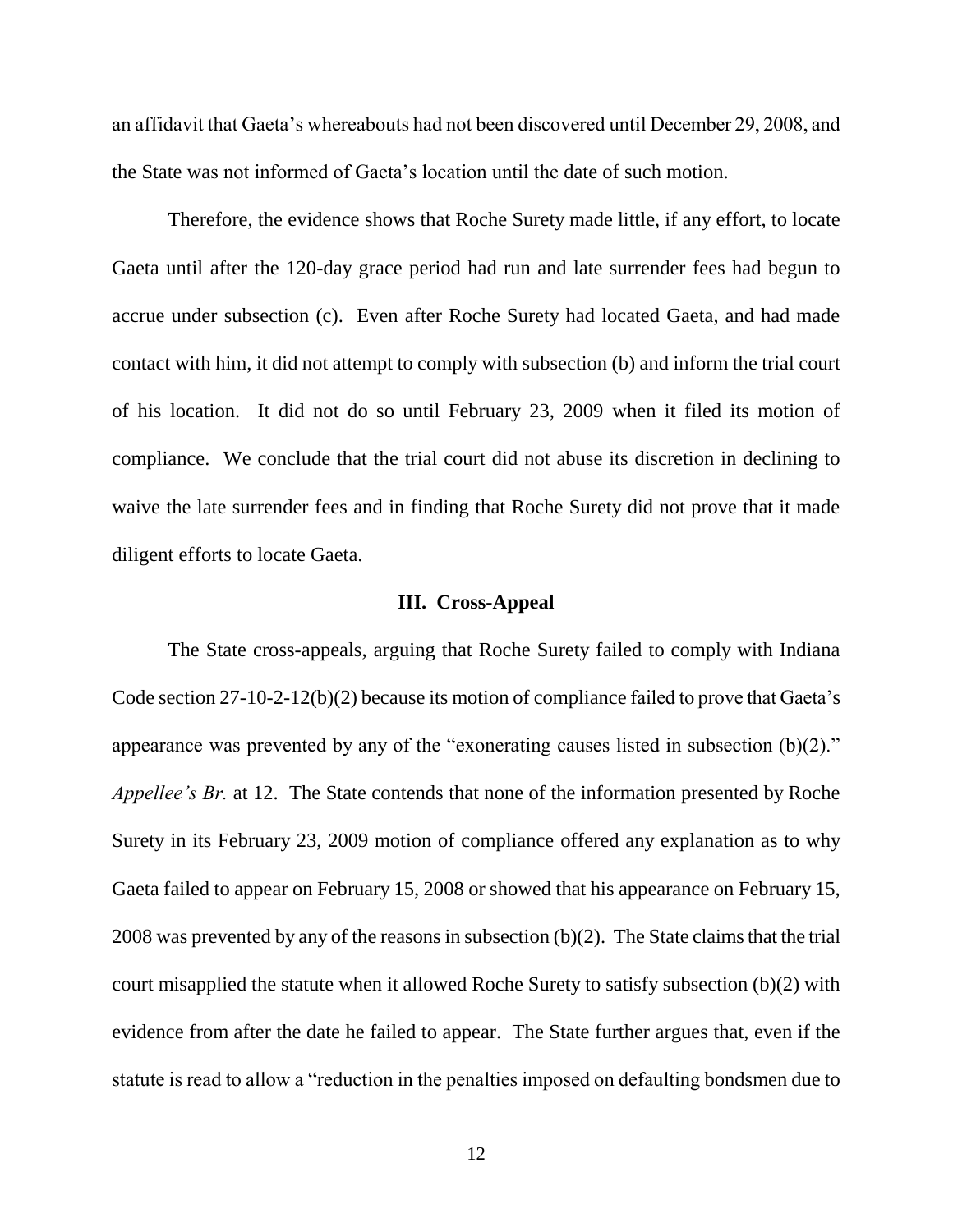an affidavit that Gaeta's whereabouts had not been discovered until December 29, 2008, and the State was not informed of Gaeta's location until the date of such motion.

Therefore, the evidence shows that Roche Surety made little, if any effort, to locate Gaeta until after the 120-day grace period had run and late surrender fees had begun to accrue under subsection (c). Even after Roche Surety had located Gaeta, and had made contact with him, it did not attempt to comply with subsection (b) and inform the trial court of his location. It did not do so until February 23, 2009 when it filed its motion of compliance. We conclude that the trial court did not abuse its discretion in declining to waive the late surrender fees and in finding that Roche Surety did not prove that it made diligent efforts to locate Gaeta.

### III. Cross-Appeal

The State cross-appeals, arguing that Roche Surety failed to comply with Indiana Code section 27-10-2-12(b)(2) because its motion of compliance failed to prove that Gaeta's appearance was prevented by any of the "exonerating causes listed in subsection (b)(2)." *Appellee's Br.* at 12. The State contends that none of the information presented by Roche Surety in its February 23, 2009 motion of compliance offered any explanation as to why Gaeta failed to appear on February 15, 2008 or showed that his appearance on February 15, 2008 was prevented by any of the reasons in subsection (b)(2). The State claims that the trial court misapplied the statute when it allowed Roche Surety to satisfy subsection (b)(2) with evidence from after the date he failed to appear. The State further argues that, even if the statute is read to allow a "reduction in the penalties imposed on defaulting bondsmen due to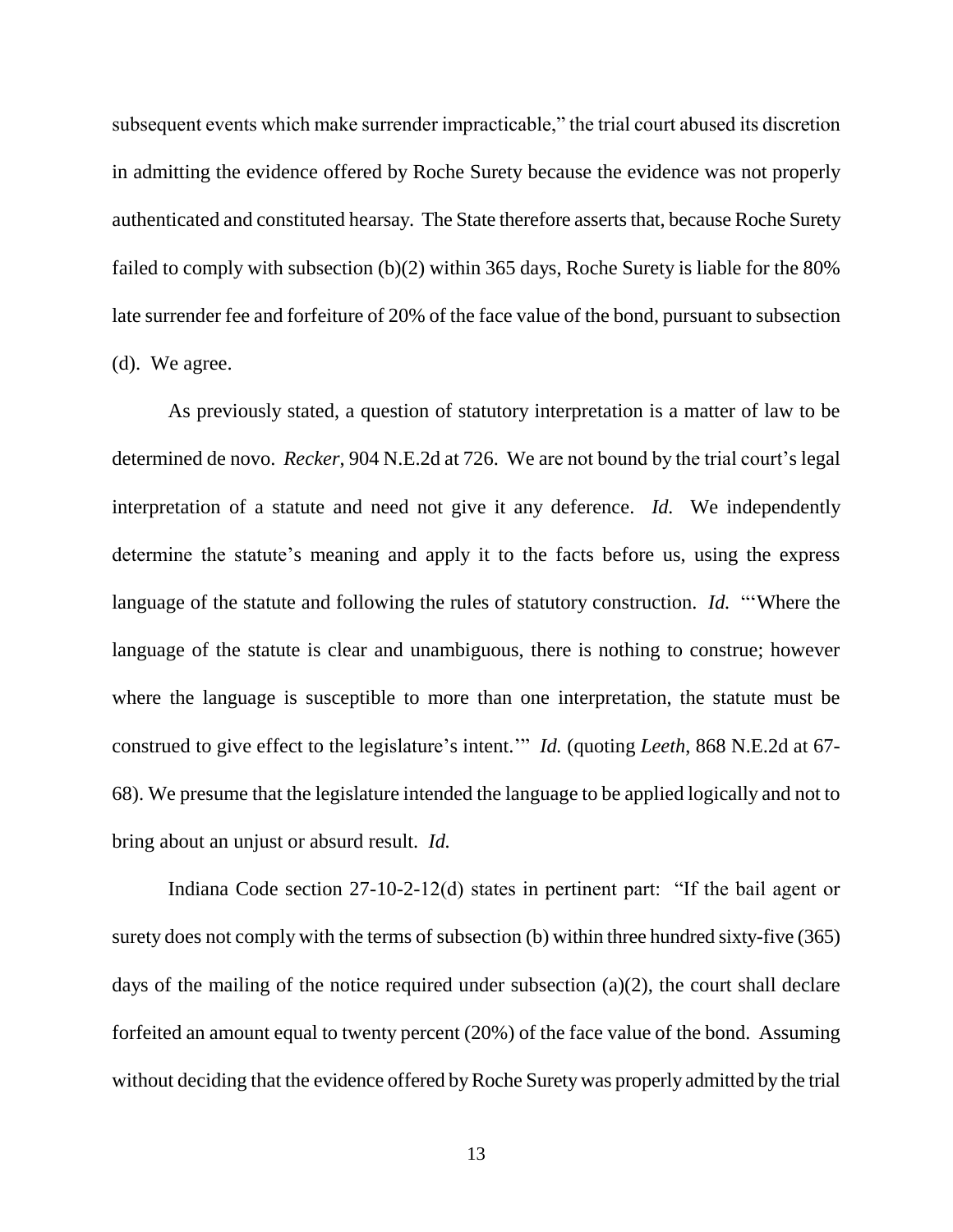subsequent events which make surrender impracticable," the trial court abused its discretion in admitting the evidence offered by Roche Surety because the evidence was not properly authenticated and constituted hearsay. The State therefore asserts that, because Roche Surety failed to comply with subsection (b)(2) within 365 days, Roche Surety is liable for the 80% late surrender fee and forfeiture of 20% of the face value of the bond, pursuant to subsection (d). We agree.

As previously stated, a question of statutory interpretation is a matter of law to be determined de novo. *Recker*, 904 N.E.2d at 726. We are not bound by the trial court's legal interpretation of a statute and need not give it any deference. *Id.* We independently determine the statute's meaning and apply it to the facts before us, using the express language of the statute and following the rules of statutory construction. *Id.* "'Where the language of the statute is clear and unambiguous, there is nothing to construe; however where the language is susceptible to more than one interpretation, the statute must be construed to give effect to the legislature's intent.'" *Id.* (quoting *Leeth*, 868 N.E.2d at 67-68). We presume that the legislature intended the language to be applied logically and not to bring about an unjust or absurd result. *Id.*

Indiana Code section 27-10-2-12(d) states in pertinent part: "If the bail agent or surety does not comply with the terms of subsection (b) within three hundred sixty-five (365) days of the mailing of the notice required under subsection (a)(2), the court shall declare forfeited an amount equal to twenty percent (20%) of the face value of the bond. Assuming without deciding that the evidence offered by Roche Surety was properly admitted by the trial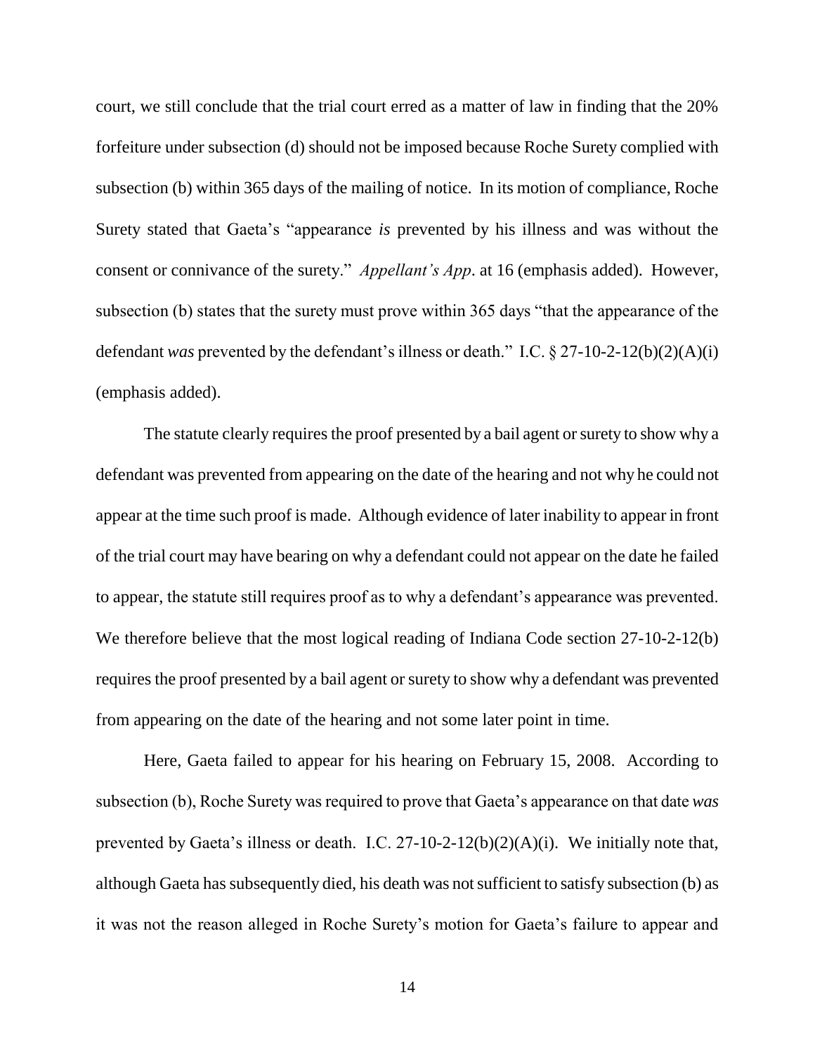court, we still conclude that the trial court erred as a matter of law in finding that the 20% forfeiture under subsection (d) should not be imposed because Roche Surety complied with subsection (b) within 365 days of the mailing of notice. In its motion of compliance, Roche Surety stated that Gaeta's "appearance *is* prevented by his illness and was without the consent or connivance of the surety." *Appellant's App*. at 16 (emphasis added). However, subsection (b) states that the surety must prove within 365 days "that the appearance of the defendant *was* prevented by the defendant's illness or death." I.C. § 27-10-2-12(b)(2)(A)(i) (emphasis added).

The statute clearly requires the proof presented by a bail agent or surety to show why a defendant was prevented from appearing on the date of the hearing and not why he could not appear at the time such proof is made. Although evidence of later inability to appear in front of the trial court may have bearing on why a defendant could not appear on the date he failed to appear, the statute still requires proof as to why a defendant's appearance was prevented. We therefore believe that the most logical reading of Indiana Code section 27-10-2-12(b) requires the proof presented by a bail agent or surety to show why a defendant was prevented from appearing on the date of the hearing and not some later point in time.

Here, Gaeta failed to appear for his hearing on February 15, 2008. According to subsection (b), Roche Surety was required to prove that Gaeta's appearance on that date *was* prevented by Gaeta's illness or death. I.C. 27-10-2-12(b)(2)(A)(i). We initially note that, although Gaeta has subsequently died, his death was not sufficient to satisfy subsection (b) as it was not the reason alleged in Roche Surety's motion for Gaeta's failure to appear and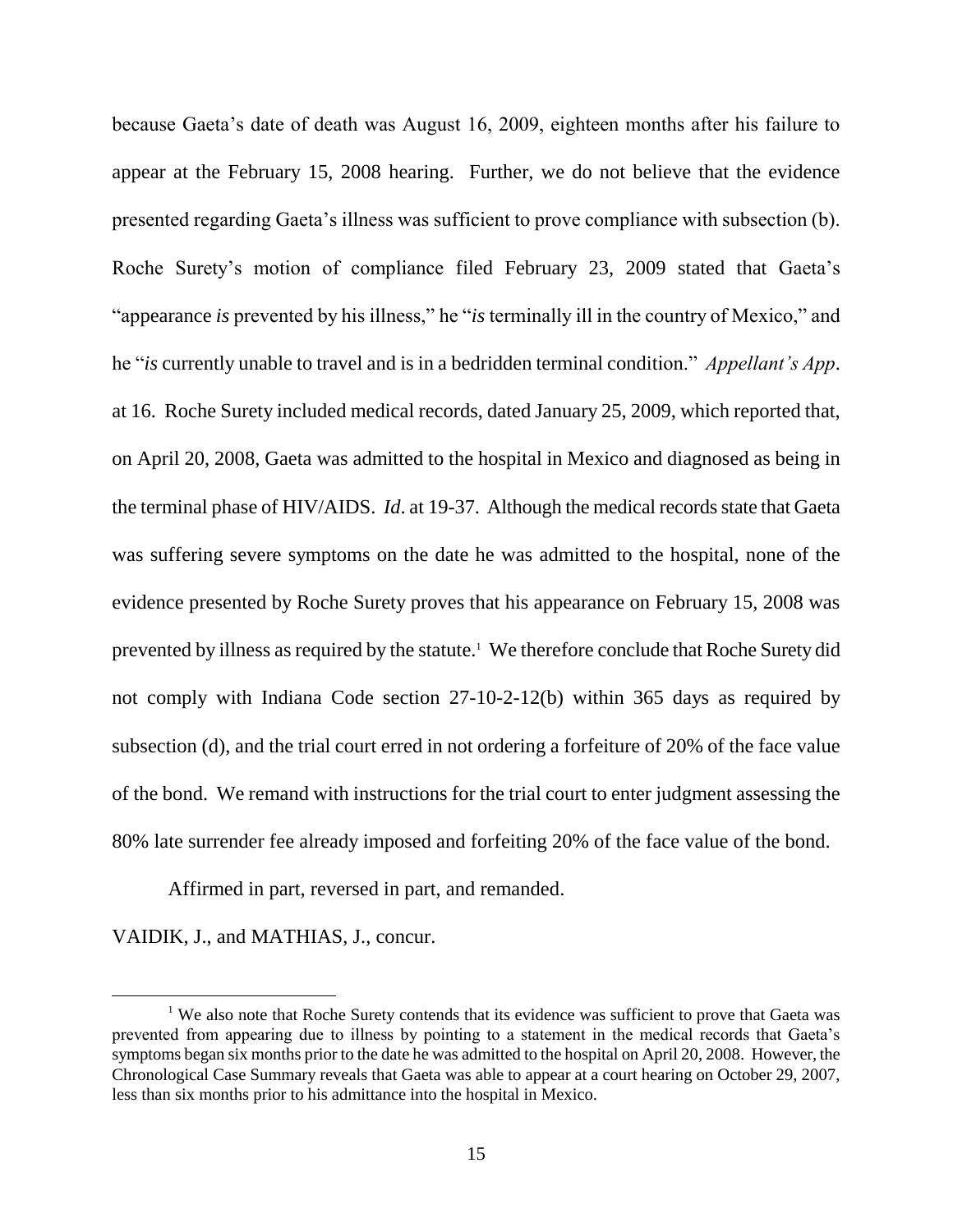because Gaeta's date of death was August 16, 2009, eighteen months after his failure to appear at the February 15, 2008 hearing. Further, we do not believe that the evidence presented regarding Gaeta's illness was sufficient to prove compliance with subsection (b). Roche Surety's motion of compliance filed February 23, 2009 stated that Gaeta's "appearance *is* prevented by his illness," he "*is* terminally ill in the country of Mexico," and he "*is* currently unable to travel and is in a bedridden terminal condition." *Appellant's App*. at 16. Roche Surety included medical records, dated January 25, 2009, which reported that, on April 20, 2008, Gaeta was admitted to the hospital in Mexico and diagnosed as being in the terminal phase of HIV/AIDS. *Id*. at 19-37. Although the medical records state that Gaeta was suffering severe symptoms on the date he was admitted to the hospital, none of the evidence presented by Roche Surety proves that his appearance on February 15, 2008 was prevented by illness as required by the statute.[1] We therefore conclude that Roche Surety did not comply with Indiana Code section 27-10-2-12(b) within 365 days as required by subsection (d), and the trial court erred in not ordering a forfeiture of 20% of the face value of the bond. We remand with instructions for the trial court to enter judgment assessing the 80% late surrender fee already imposed and forfeiting 20% of the face value of the bond.

Affirmed in part, reversed in part, and remanded.

VAIDIK, J., and MATHIAS, J., concur.

[1] We also note that Roche Surety contends that its evidence was sufficient to prove that Gaeta was prevented from appearing due to illness by pointing to a statement in the medical records that Gaeta's symptoms began six months prior to the date he was admitted to the hospital on April 20, 2008. However, the Chronological Case Summary reveals that Gaeta was able to appear at a court hearing on October 29, 2007, less than six months prior to his admittance into the hospital in Mexico.